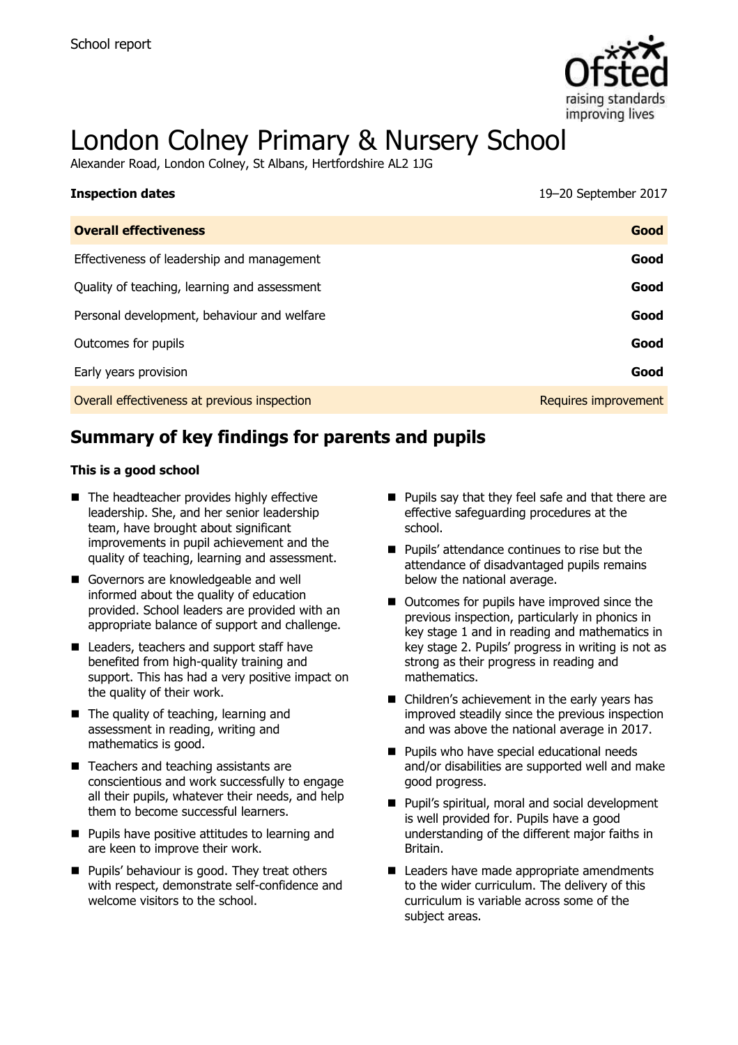School report

# London Colney Primary & Nursery School

Alexander Road, London Colney, St Albans, Hertfordshire AL2 1JG

| **Inspection dates** | 19–20 September 2017 |
| --- | --- |
| **Overall effectiveness** | **Good** |
| Effectiveness of leadership and management | **Good** |
| Quality of teaching, learning and assessment | **Good** |
| Personal development, behaviour and welfare | **Good** |
| Outcomes for pupils | **Good** |
| Early years provision | **Good** |
| Overall effectiveness at previous inspection | Requires improvement |

## Summary of key findings for parents and pupils

**This is a good school**

- The headteacher provides highly effective leadership. She, and her senior leadership team, have brought about significant improvements in pupil achievement and the quality of teaching, learning and assessment.
- Governors are knowledgeable and well informed about the quality of education provided. School leaders are provided with an appropriate balance of support and challenge.
- Leaders, teachers and support staff have benefited from high-quality training and support. This has had a very positive impact on the quality of their work.
- The quality of teaching, learning and assessment in reading, writing and mathematics is good.
- Teachers and teaching assistants are conscientious and work successfully to engage all their pupils, whatever their needs, and help them to become successful learners.
- Pupils have positive attitudes to learning and are keen to improve their work.
- Pupils' behaviour is good. They treat others with respect, demonstrate self-confidence and welcome visitors to the school.
- Pupils say that they feel safe and that there are effective safeguarding procedures at the school.
- Pupils' attendance continues to rise but the attendance of disadvantaged pupils remains below the national average.
- Outcomes for pupils have improved since the previous inspection, particularly in phonics in key stage 1 and in reading and mathematics in key stage 2. Pupils' progress in writing is not as strong as their progress in reading and mathematics.
- Children's achievement in the early years has improved steadily since the previous inspection and was above the national average in 2017.
- Pupils who have special educational needs and/or disabilities are supported well and make good progress.
- Pupil's spiritual, moral and social development is well provided for. Pupils have a good understanding of the different major faiths in Britain.
- Leaders have made appropriate amendments to the wider curriculum. The delivery of this curriculum is variable across some of the subject areas.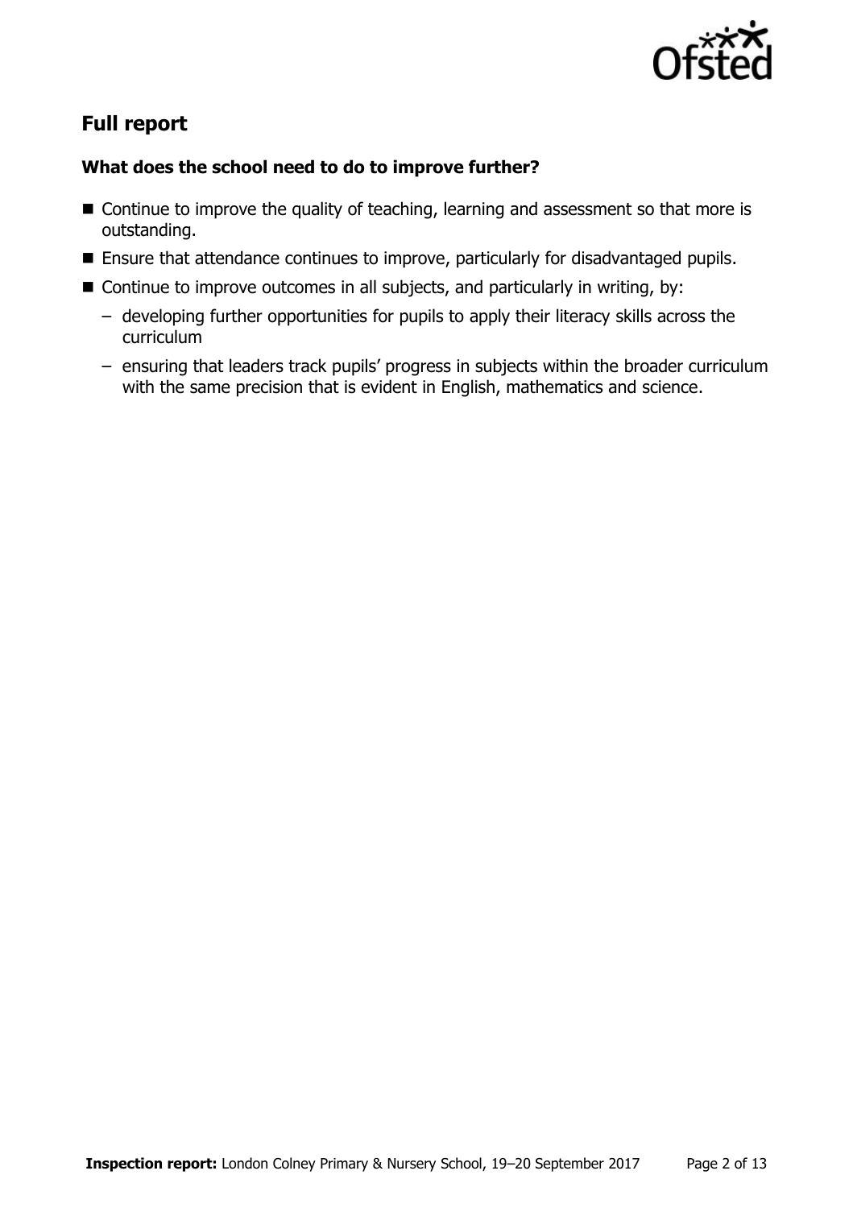## Full report

### What does the school need to do to improve further?

- Continue to improve the quality of teaching, learning and assessment so that more is outstanding.
- Ensure that attendance continues to improve, particularly for disadvantaged pupils.
- Continue to improve outcomes in all subjects, and particularly in writing, by:
  - developing further opportunities for pupils to apply their literacy skills across the curriculum
  - ensuring that leaders track pupils' progress in subjects within the broader curriculum with the same precision that is evident in English, mathematics and science.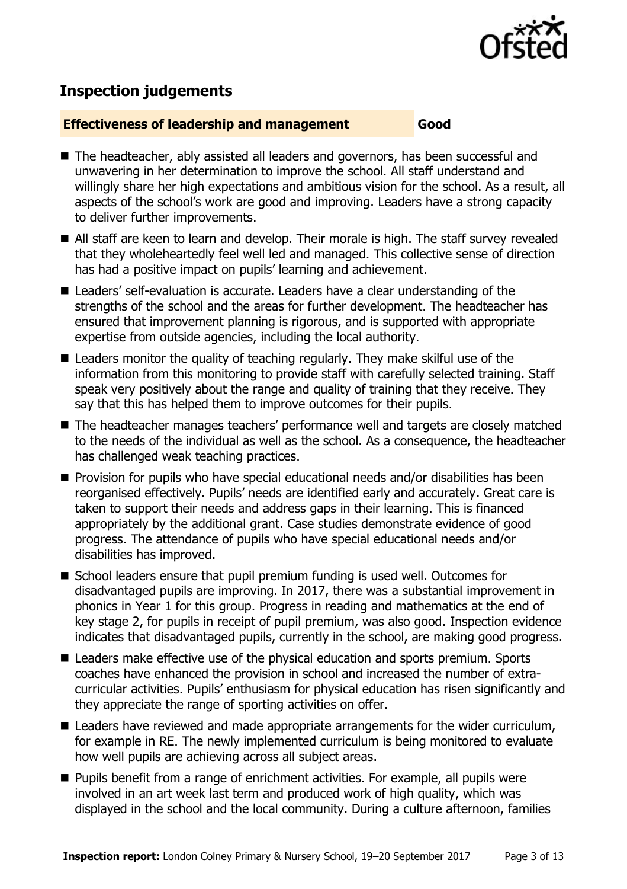## Inspection judgements

**Effectiveness of leadership and management** **Good**

- The headteacher, ably assisted all leaders and governors, has been successful and unwavering in her determination to improve the school. All staff understand and willingly share her high expectations and ambitious vision for the school. As a result, all aspects of the school's work are good and improving. Leaders have a strong capacity to deliver further improvements.
- All staff are keen to learn and develop. Their morale is high. The staff survey revealed that they wholeheartedly feel well led and managed. This collective sense of direction has had a positive impact on pupils' learning and achievement.
- Leaders' self-evaluation is accurate. Leaders have a clear understanding of the strengths of the school and the areas for further development. The headteacher has ensured that improvement planning is rigorous, and is supported with appropriate expertise from outside agencies, including the local authority.
- Leaders monitor the quality of teaching regularly. They make skilful use of the information from this monitoring to provide staff with carefully selected training. Staff speak very positively about the range and quality of training that they receive. They say that this has helped them to improve outcomes for their pupils.
- The headteacher manages teachers' performance well and targets are closely matched to the needs of the individual as well as the school. As a consequence, the headteacher has challenged weak teaching practices.
- Provision for pupils who have special educational needs and/or disabilities has been reorganised effectively. Pupils' needs are identified early and accurately. Great care is taken to support their needs and address gaps in their learning. This is financed appropriately by the additional grant. Case studies demonstrate evidence of good progress. The attendance of pupils who have special educational needs and/or disabilities has improved.
- School leaders ensure that pupil premium funding is used well. Outcomes for disadvantaged pupils are improving. In 2017, there was a substantial improvement in phonics in Year 1 for this group. Progress in reading and mathematics at the end of key stage 2, for pupils in receipt of pupil premium, was also good. Inspection evidence indicates that disadvantaged pupils, currently in the school, are making good progress.
- Leaders make effective use of the physical education and sports premium. Sports coaches have enhanced the provision in school and increased the number of extra-curricular activities. Pupils' enthusiasm for physical education has risen significantly and they appreciate the range of sporting activities on offer.
- Leaders have reviewed and made appropriate arrangements for the wider curriculum, for example in RE. The newly implemented curriculum is being monitored to evaluate how well pupils are achieving across all subject areas.
- Pupils benefit from a range of enrichment activities. For example, all pupils were involved in an art week last term and produced work of high quality, which was displayed in the school and the local community. During a culture afternoon, families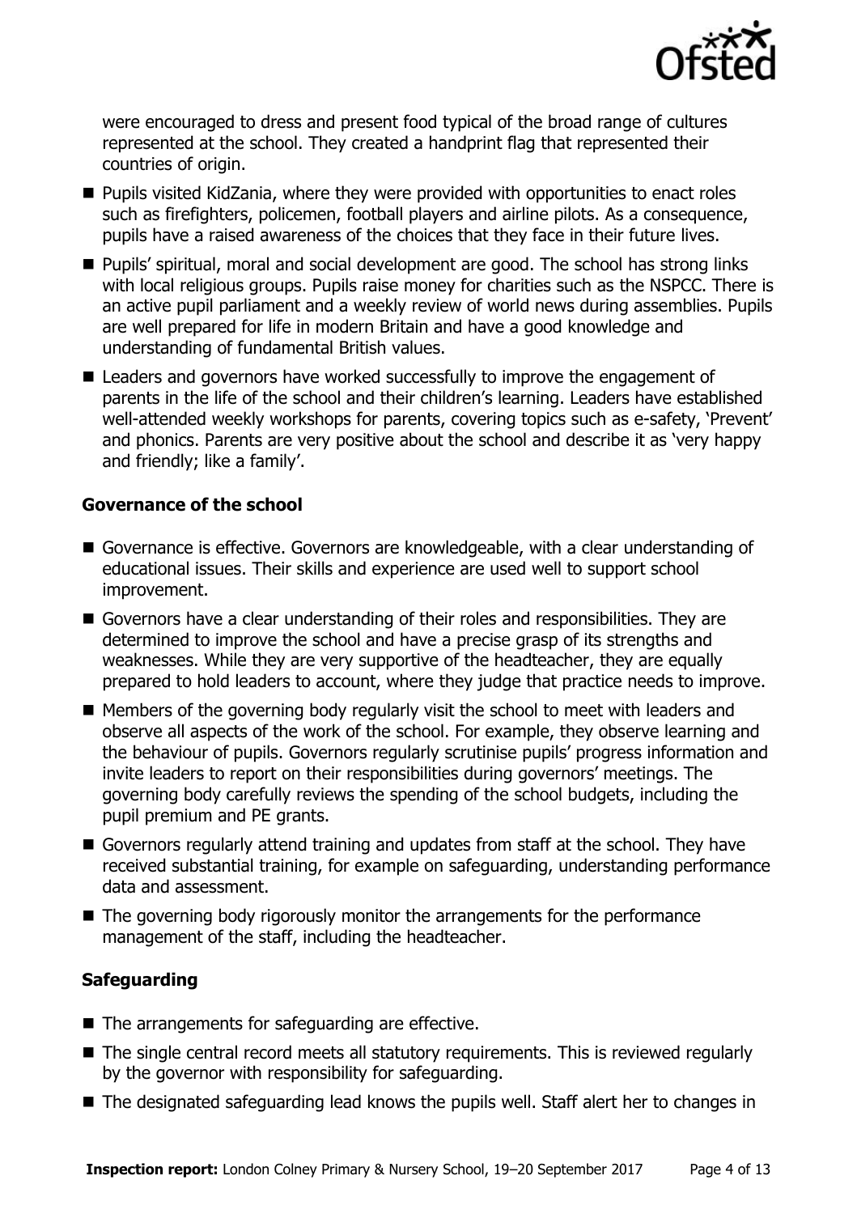were encouraged to dress and present food typical of the broad range of cultures represented at the school. They created a handprint flag that represented their countries of origin.

- Pupils visited KidZania, where they were provided with opportunities to enact roles such as firefighters, policemen, football players and airline pilots. As a consequence, pupils have a raised awareness of the choices that they face in their future lives.
- Pupils' spiritual, moral and social development are good. The school has strong links with local religious groups. Pupils raise money for charities such as the NSPCC. There is an active pupil parliament and a weekly review of world news during assemblies. Pupils are well prepared for life in modern Britain and have a good knowledge and understanding of fundamental British values.
- Leaders and governors have worked successfully to improve the engagement of parents in the life of the school and their children's learning. Leaders have established well-attended weekly workshops for parents, covering topics such as e-safety, 'Prevent' and phonics. Parents are very positive about the school and describe it as 'very happy and friendly; like a family'.

### Governance of the school

- Governance is effective. Governors are knowledgeable, with a clear understanding of educational issues. Their skills and experience are used well to support school improvement.
- Governors have a clear understanding of their roles and responsibilities. They are determined to improve the school and have a precise grasp of its strengths and weaknesses. While they are very supportive of the headteacher, they are equally prepared to hold leaders to account, where they judge that practice needs to improve.
- Members of the governing body regularly visit the school to meet with leaders and observe all aspects of the work of the school. For example, they observe learning and the behaviour of pupils. Governors regularly scrutinise pupils' progress information and invite leaders to report on their responsibilities during governors' meetings. The governing body carefully reviews the spending of the school budgets, including the pupil premium and PE grants.
- Governors regularly attend training and updates from staff at the school. They have received substantial training, for example on safeguarding, understanding performance data and assessment.
- The governing body rigorously monitor the arrangements for the performance management of the staff, including the headteacher.

### Safeguarding

- The arrangements for safeguarding are effective.
- The single central record meets all statutory requirements. This is reviewed regularly by the governor with responsibility for safeguarding.
- The designated safeguarding lead knows the pupils well. Staff alert her to changes in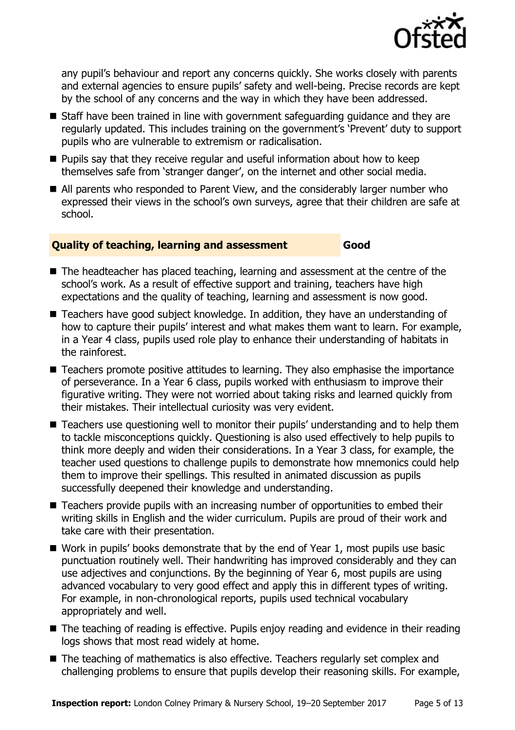any pupil's behaviour and report any concerns quickly. She works closely with parents and external agencies to ensure pupils' safety and well-being. Precise records are kept by the school of any concerns and the way in which they have been addressed.

- Staff have been trained in line with government safeguarding guidance and they are regularly updated. This includes training on the government's 'Prevent' duty to support pupils who are vulnerable to extremism or radicalisation.
- Pupils say that they receive regular and useful information about how to keep themselves safe from 'stranger danger', on the internet and other social media.
- All parents who responded to Parent View, and the considerably larger number who expressed their views in the school's own surveys, agree that their children are safe at school.

## Quality of teaching, learning and assessment — Good

- The headteacher has placed teaching, learning and assessment at the centre of the school's work. As a result of effective support and training, teachers have high expectations and the quality of teaching, learning and assessment is now good.
- Teachers have good subject knowledge. In addition, they have an understanding of how to capture their pupils' interest and what makes them want to learn. For example, in a Year 4 class, pupils used role play to enhance their understanding of habitats in the rainforest.
- Teachers promote positive attitudes to learning. They also emphasise the importance of perseverance. In a Year 6 class, pupils worked with enthusiasm to improve their figurative writing. They were not worried about taking risks and learned quickly from their mistakes. Their intellectual curiosity was very evident.
- Teachers use questioning well to monitor their pupils' understanding and to help them to tackle misconceptions quickly. Questioning is also used effectively to help pupils to think more deeply and widen their considerations. In a Year 3 class, for example, the teacher used questions to challenge pupils to demonstrate how mnemonics could help them to improve their spellings. This resulted in animated discussion as pupils successfully deepened their knowledge and understanding.
- Teachers provide pupils with an increasing number of opportunities to embed their writing skills in English and the wider curriculum. Pupils are proud of their work and take care with their presentation.
- Work in pupils' books demonstrate that by the end of Year 1, most pupils use basic punctuation routinely well. Their handwriting has improved considerably and they can use adjectives and conjunctions. By the beginning of Year 6, most pupils are using advanced vocabulary to very good effect and apply this in different types of writing. For example, in non-chronological reports, pupils used technical vocabulary appropriately and well.
- The teaching of reading is effective. Pupils enjoy reading and evidence in their reading logs shows that most read widely at home.
- The teaching of mathematics is also effective. Teachers regularly set complex and challenging problems to ensure that pupils develop their reasoning skills. For example,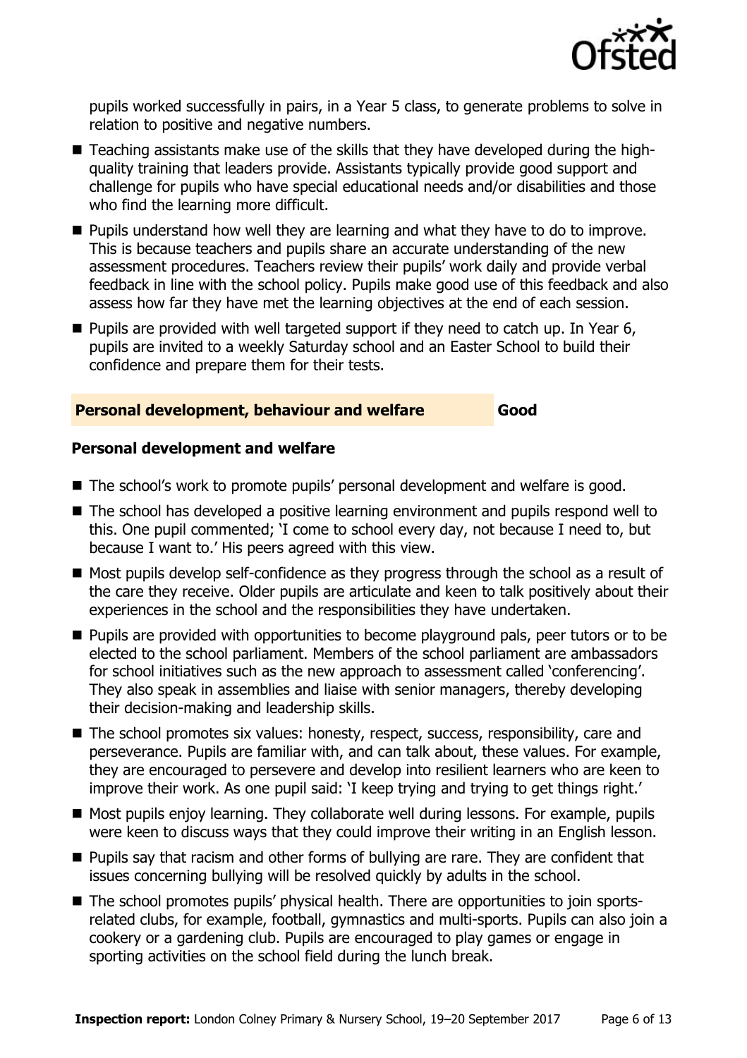pupils worked successfully in pairs, in a Year 5 class, to generate problems to solve in relation to positive and negative numbers.

- Teaching assistants make use of the skills that they have developed during the high-quality training that leaders provide. Assistants typically provide good support and challenge for pupils who have special educational needs and/or disabilities and those who find the learning more difficult.
- Pupils understand how well they are learning and what they have to do to improve. This is because teachers and pupils share an accurate understanding of the new assessment procedures. Teachers review their pupils' work daily and provide verbal feedback in line with the school policy. Pupils make good use of this feedback and also assess how far they have met the learning objectives at the end of each session.
- Pupils are provided with well targeted support if they need to catch up. In Year 6, pupils are invited to a weekly Saturday school and an Easter School to build their confidence and prepare them for their tests.

## Personal development, behaviour and welfare — Good

### Personal development and welfare

- The school's work to promote pupils' personal development and welfare is good.
- The school has developed a positive learning environment and pupils respond well to this. One pupil commented; 'I come to school every day, not because I need to, but because I want to.' His peers agreed with this view.
- Most pupils develop self-confidence as they progress through the school as a result of the care they receive. Older pupils are articulate and keen to talk positively about their experiences in the school and the responsibilities they have undertaken.
- Pupils are provided with opportunities to become playground pals, peer tutors or to be elected to the school parliament. Members of the school parliament are ambassadors for school initiatives such as the new approach to assessment called 'conferencing'. They also speak in assemblies and liaise with senior managers, thereby developing their decision-making and leadership skills.
- The school promotes six values: honesty, respect, success, responsibility, care and perseverance. Pupils are familiar with, and can talk about, these values. For example, they are encouraged to persevere and develop into resilient learners who are keen to improve their work. As one pupil said: 'I keep trying and trying to get things right.'
- Most pupils enjoy learning. They collaborate well during lessons. For example, pupils were keen to discuss ways that they could improve their writing in an English lesson.
- Pupils say that racism and other forms of bullying are rare. They are confident that issues concerning bullying will be resolved quickly by adults in the school.
- The school promotes pupils' physical health. There are opportunities to join sports-related clubs, for example, football, gymnastics and multi-sports. Pupils can also join a cookery or a gardening club. Pupils are encouraged to play games or engage in sporting activities on the school field during the lunch break.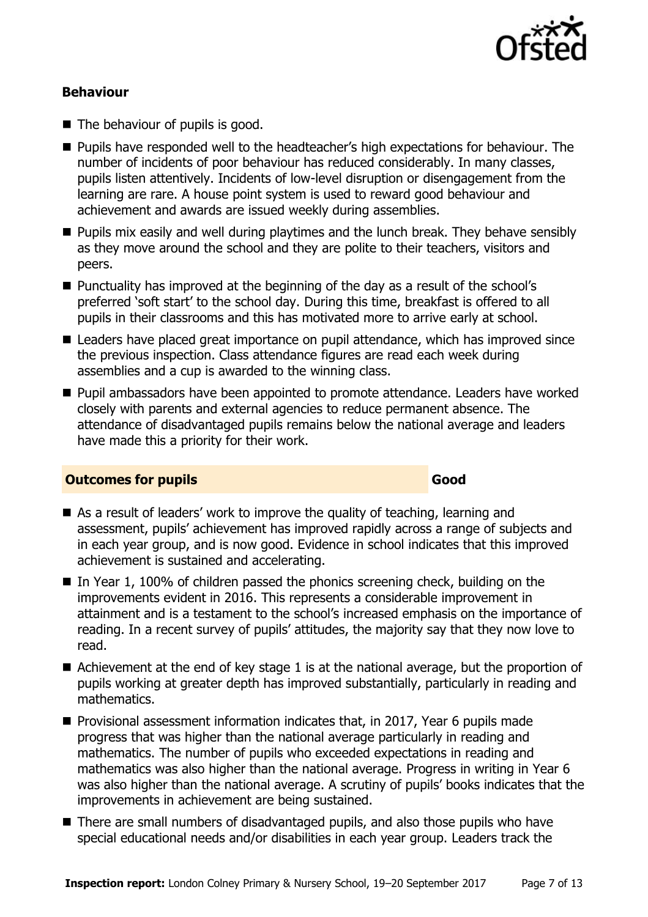### Behaviour

- The behaviour of pupils is good.
- Pupils have responded well to the headteacher's high expectations for behaviour. The number of incidents of poor behaviour has reduced considerably. In many classes, pupils listen attentively. Incidents of low-level disruption or disengagement from the learning are rare. A house point system is used to reward good behaviour and achievement and awards are issued weekly during assemblies.
- Pupils mix easily and well during playtimes and the lunch break. They behave sensibly as they move around the school and they are polite to their teachers, visitors and peers.
- Punctuality has improved at the beginning of the day as a result of the school's preferred 'soft start' to the school day. During this time, breakfast is offered to all pupils in their classrooms and this has motivated more to arrive early at school.
- Leaders have placed great importance on pupil attendance, which has improved since the previous inspection. Class attendance figures are read each week during assemblies and a cup is awarded to the winning class.
- Pupil ambassadors have been appointed to promote attendance. Leaders have worked closely with parents and external agencies to reduce permanent absence. The attendance of disadvantaged pupils remains below the national average and leaders have made this a priority for their work.

## Outcomes for pupils — Good

- As a result of leaders' work to improve the quality of teaching, learning and assessment, pupils' achievement has improved rapidly across a range of subjects and in each year group, and is now good. Evidence in school indicates that this improved achievement is sustained and accelerating.
- In Year 1, 100% of children passed the phonics screening check, building on the improvements evident in 2016. This represents a considerable improvement in attainment and is a testament to the school's increased emphasis on the importance of reading. In a recent survey of pupils' attitudes, the majority say that they now love to read.
- Achievement at the end of key stage 1 is at the national average, but the proportion of pupils working at greater depth has improved substantially, particularly in reading and mathematics.
- Provisional assessment information indicates that, in 2017, Year 6 pupils made progress that was higher than the national average particularly in reading and mathematics. The number of pupils who exceeded expectations in reading and mathematics was also higher than the national average. Progress in writing in Year 6 was also higher than the national average. A scrutiny of pupils' books indicates that the improvements in achievement are being sustained.
- There are small numbers of disadvantaged pupils, and also those pupils who have special educational needs and/or disabilities in each year group. Leaders track the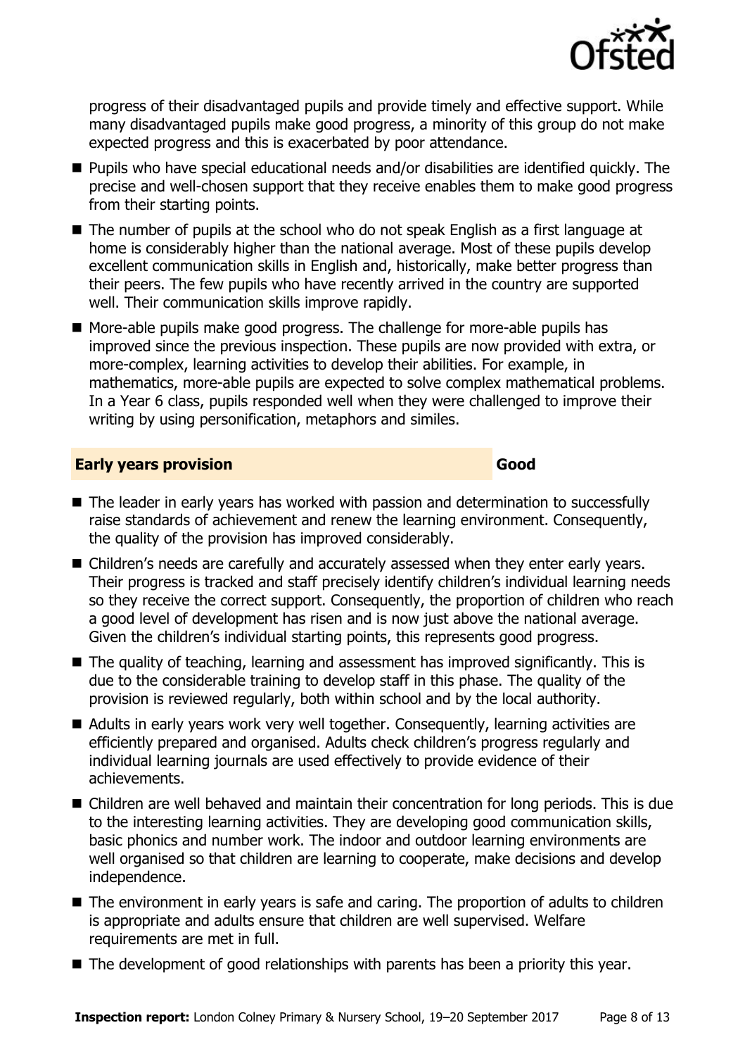progress of their disadvantaged pupils and provide timely and effective support. While many disadvantaged pupils make good progress, a minority of this group do not make expected progress and this is exacerbated by poor attendance.

- Pupils who have special educational needs and/or disabilities are identified quickly. The precise and well-chosen support that they receive enables them to make good progress from their starting points.
- The number of pupils at the school who do not speak English as a first language at home is considerably higher than the national average. Most of these pupils develop excellent communication skills in English and, historically, make better progress than their peers. The few pupils who have recently arrived in the country are supported well. Their communication skills improve rapidly.
- More-able pupils make good progress. The challenge for more-able pupils has improved since the previous inspection. These pupils are now provided with extra, or more-complex, learning activities to develop their abilities. For example, in mathematics, more-able pupils are expected to solve complex mathematical problems. In a Year 6 class, pupils responded well when they were challenged to improve their writing by using personification, metaphors and similes.

## Early years provision — Good

- The leader in early years has worked with passion and determination to successfully raise standards of achievement and renew the learning environment. Consequently, the quality of the provision has improved considerably.
- Children's needs are carefully and accurately assessed when they enter early years. Their progress is tracked and staff precisely identify children's individual learning needs so they receive the correct support. Consequently, the proportion of children who reach a good level of development has risen and is now just above the national average. Given the children's individual starting points, this represents good progress.
- The quality of teaching, learning and assessment has improved significantly. This is due to the considerable training to develop staff in this phase. The quality of the provision is reviewed regularly, both within school and by the local authority.
- Adults in early years work very well together. Consequently, learning activities are efficiently prepared and organised. Adults check children's progress regularly and individual learning journals are used effectively to provide evidence of their achievements.
- Children are well behaved and maintain their concentration for long periods. This is due to the interesting learning activities. They are developing good communication skills, basic phonics and number work. The indoor and outdoor learning environments are well organised so that children are learning to cooperate, make decisions and develop independence.
- The environment in early years is safe and caring. The proportion of adults to children is appropriate and adults ensure that children are well supervised. Welfare requirements are met in full.
- The development of good relationships with parents has been a priority this year.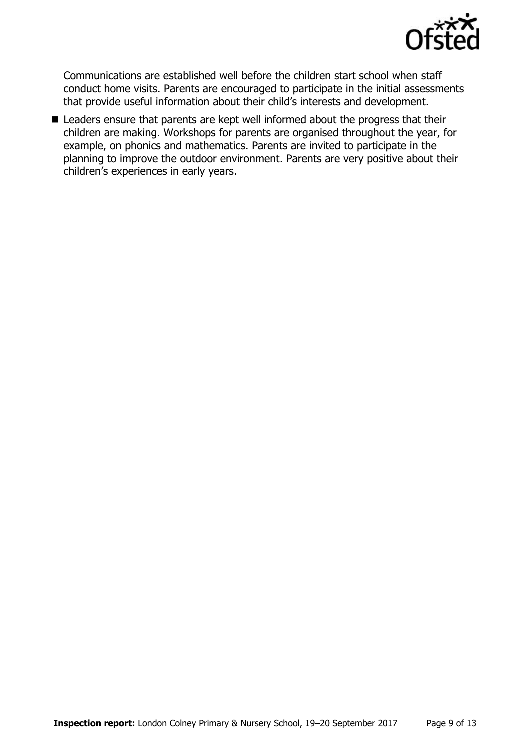Communications are established well before the children start school when staff conduct home visits. Parents are encouraged to participate in the initial assessments that provide useful information about their child's interests and development.

- Leaders ensure that parents are kept well informed about the progress that their children are making. Workshops for parents are organised throughout the year, for example, on phonics and mathematics. Parents are invited to participate in the planning to improve the outdoor environment. Parents are very positive about their children's experiences in early years.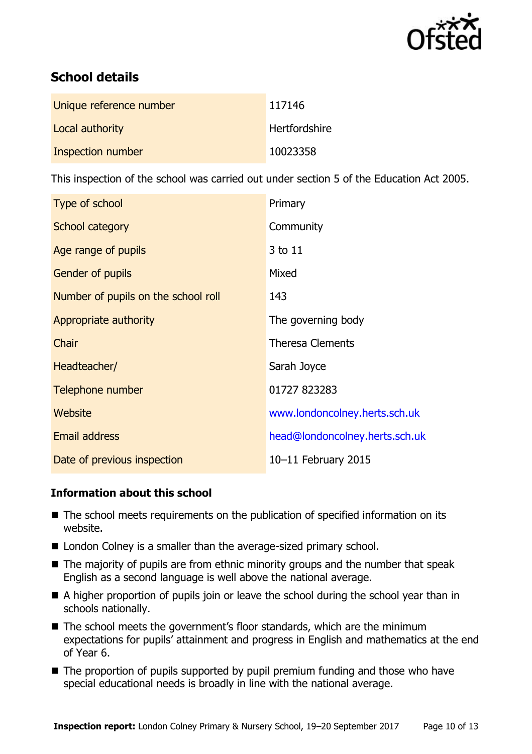## School details

| Unique reference number | 117146 |
| --- | --- |
| Local authority | Hertfordshire |
| Inspection number | 10023358 |

This inspection of the school was carried out under section 5 of the Education Act 2005.

| Type of school | Primary |
| --- | --- |
| School category | Community |
| Age range of pupils | 3 to 11 |
| Gender of pupils | Mixed |
| Number of pupils on the school roll | 143 |
| Appropriate authority | The governing body |
| Chair | Theresa Clements |
| Headteacher/ | Sarah Joyce |
| Telephone number | 01727 823283 |
| Website | www.londoncolney.herts.sch.uk |
| Email address | head@londoncolney.herts.sch.uk |
| Date of previous inspection | 10–11 February 2015 |

### Information about this school

- The school meets requirements on the publication of specified information on its website.
- London Colney is a smaller than the average-sized primary school.
- The majority of pupils are from ethnic minority groups and the number that speak English as a second language is well above the national average.
- A higher proportion of pupils join or leave the school during the school year than in schools nationally.
- The school meets the government's floor standards, which are the minimum expectations for pupils' attainment and progress in English and mathematics at the end of Year 6.
- The proportion of pupils supported by pupil premium funding and those who have special educational needs is broadly in line with the national average.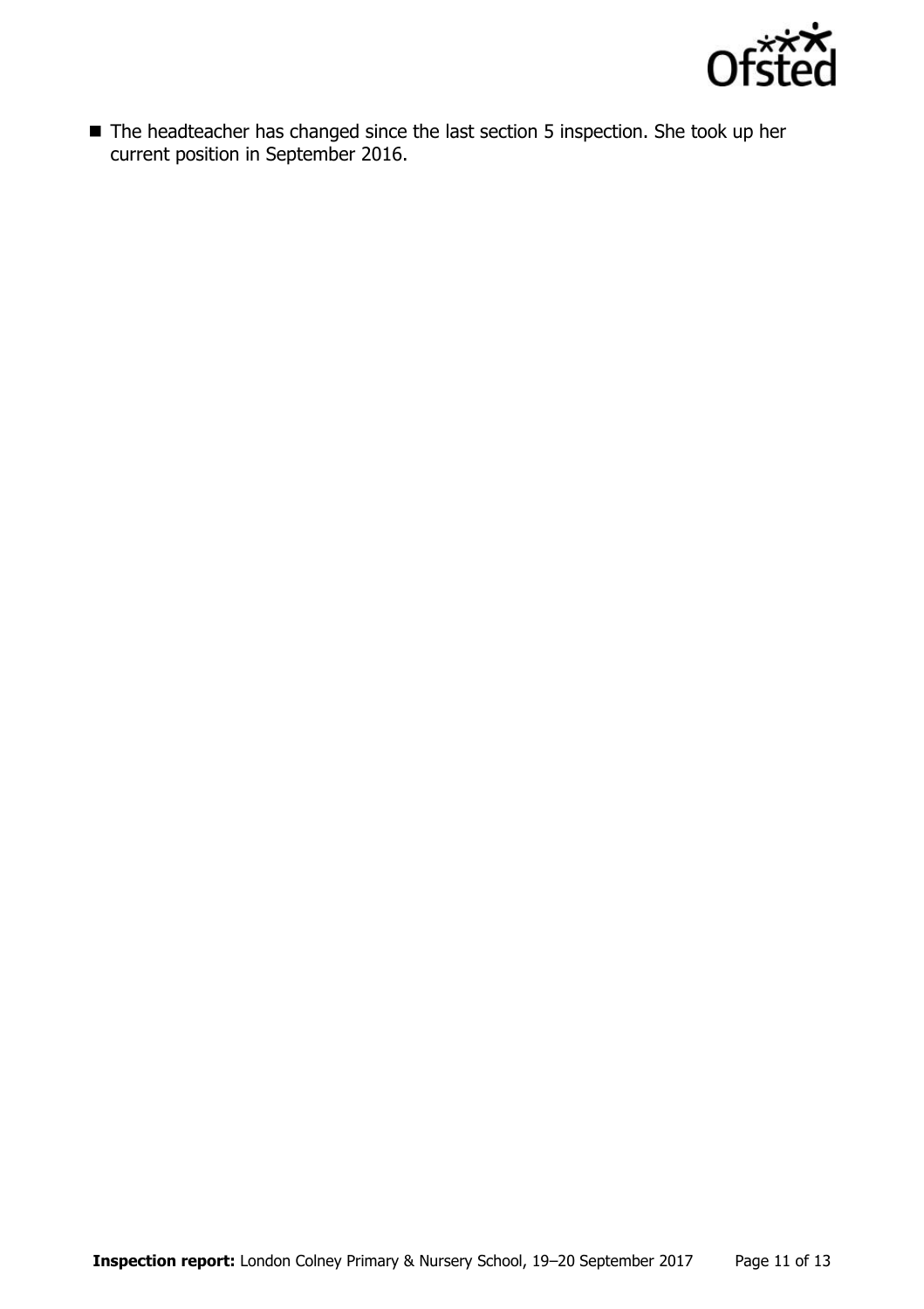- The headteacher has changed since the last section 5 inspection. She took up her current position in September 2016.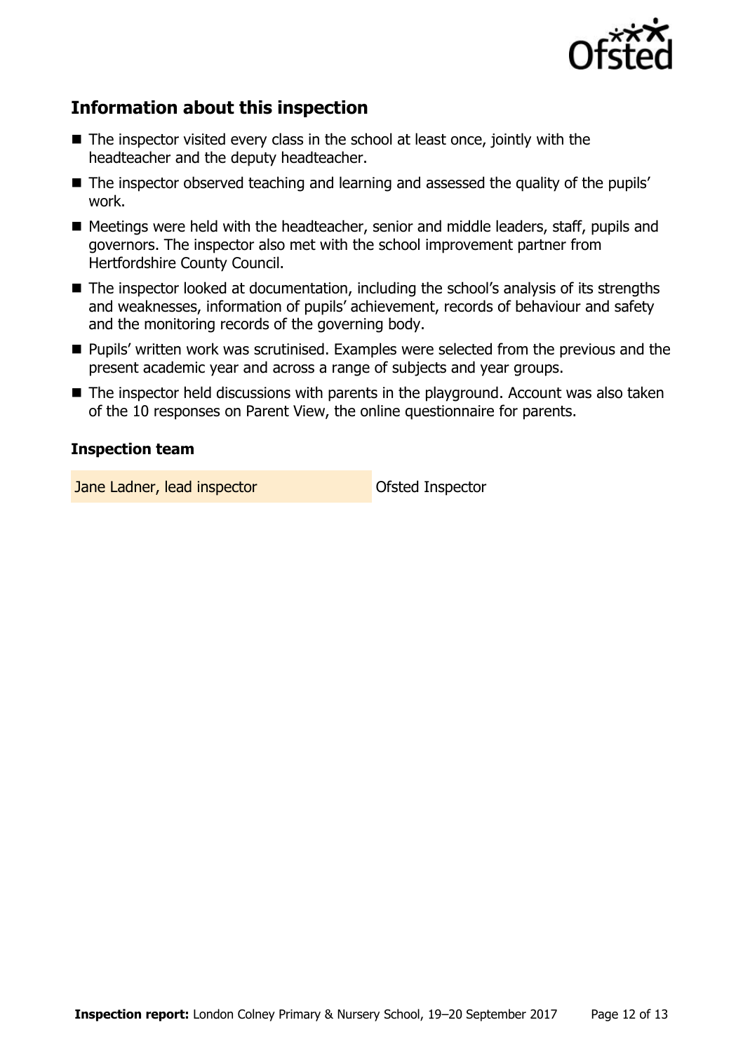## Information about this inspection

- The inspector visited every class in the school at least once, jointly with the headteacher and the deputy headteacher.
- The inspector observed teaching and learning and assessed the quality of the pupils' work.
- Meetings were held with the headteacher, senior and middle leaders, staff, pupils and governors. The inspector also met with the school improvement partner from Hertfordshire County Council.
- The inspector looked at documentation, including the school's analysis of its strengths and weaknesses, information of pupils' achievement, records of behaviour and safety and the monitoring records of the governing body.
- Pupils' written work was scrutinised. Examples were selected from the previous and the present academic year and across a range of subjects and year groups.
- The inspector held discussions with parents in the playground. Account was also taken of the 10 responses on Parent View, the online questionnaire for parents.

### Inspection team

| | |
| --- | --- |
| Jane Ladner, lead inspector | Ofsted Inspector |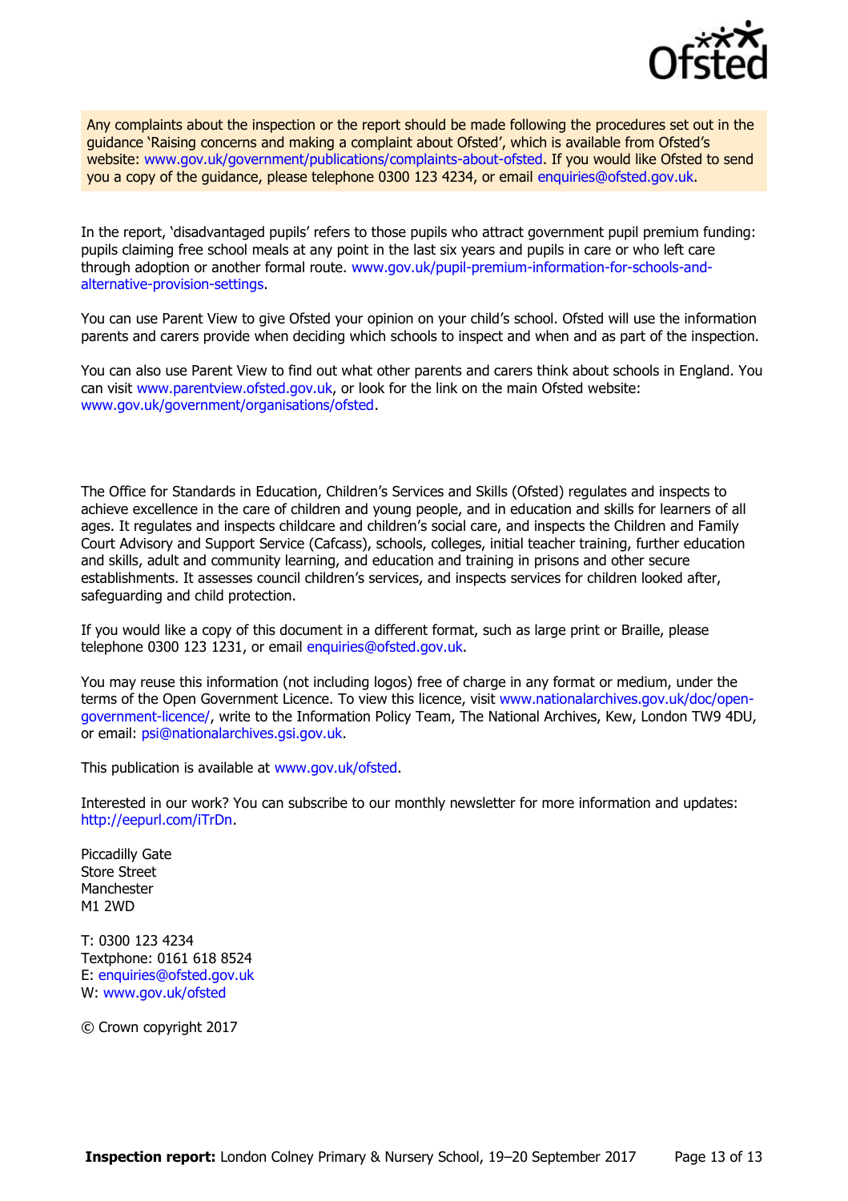Any complaints about the inspection or the report should be made following the procedures set out in the guidance 'Raising concerns and making a complaint about Ofsted', which is available from Ofsted's website: www.gov.uk/government/publications/complaints-about-ofsted. If you would like Ofsted to send you a copy of the guidance, please telephone 0300 123 4234, or email enquiries@ofsted.gov.uk.

In the report, 'disadvantaged pupils' refers to those pupils who attract government pupil premium funding: pupils claiming free school meals at any point in the last six years and pupils in care or who left care through adoption or another formal route. www.gov.uk/pupil-premium-information-for-schools-and-alternative-provision-settings.

You can use Parent View to give Ofsted your opinion on your child's school. Ofsted will use the information parents and carers provide when deciding which schools to inspect and when and as part of the inspection.

You can also use Parent View to find out what other parents and carers think about schools in England. You can visit www.parentview.ofsted.gov.uk, or look for the link on the main Ofsted website: www.gov.uk/government/organisations/ofsted.

The Office for Standards in Education, Children's Services and Skills (Ofsted) regulates and inspects to achieve excellence in the care of children and young people, and in education and skills for learners of all ages. It regulates and inspects childcare and children's social care, and inspects the Children and Family Court Advisory and Support Service (Cafcass), schools, colleges, initial teacher training, further education and skills, adult and community learning, and education and training in prisons and other secure establishments. It assesses council children's services, and inspects services for children looked after, safeguarding and child protection.

If you would like a copy of this document in a different format, such as large print or Braille, please telephone 0300 123 1231, or email enquiries@ofsted.gov.uk.

You may reuse this information (not including logos) free of charge in any format or medium, under the terms of the Open Government Licence. To view this licence, visit www.nationalarchives.gov.uk/doc/open-government-licence/, write to the Information Policy Team, The National Archives, Kew, London TW9 4DU, or email: psi@nationalarchives.gsi.gov.uk.

This publication is available at www.gov.uk/ofsted.

Interested in our work? You can subscribe to our monthly newsletter for more information and updates: http://eepurl.com/iTrDn.

Piccadilly Gate
Store Street
Manchester
M1 2WD

T: 0300 123 4234
Textphone: 0161 618 8524
E: enquiries@ofsted.gov.uk
W: www.gov.uk/ofsted

© Crown copyright 2017